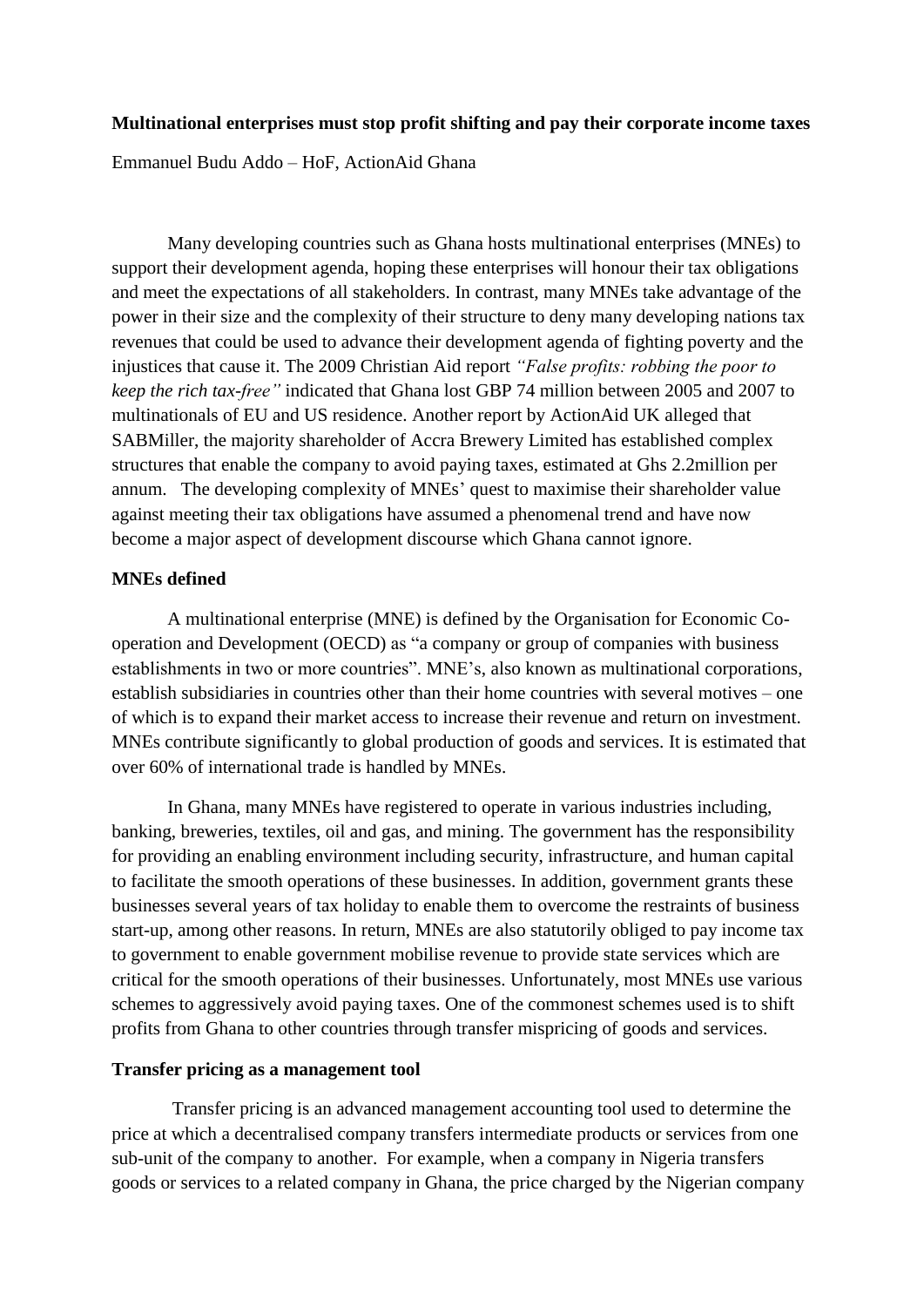**Multinational enterprises must stop profit shifting and pay their corporate income taxes**

Emmanuel Budu Addo – HoF, ActionAid Ghana

Many developing countries such as Ghana hosts multinational enterprises (MNEs) to support their development agenda, hoping these enterprises will honour their tax obligations and meet the expectations of all stakeholders. In contrast, many MNEs take advantage of the power in their size and the complexity of their structure to deny many developing nations tax revenues that could be used to advance their development agenda of fighting poverty and the injustices that cause it. The 2009 Christian Aid report *"False profits: robbing the poor to keep the rich tax-free"* indicated that Ghana lost GBP 74 million between 2005 and 2007 to multinationals of EU and US residence. Another report by ActionAid UK alleged that SABMiller, the majority shareholder of Accra Brewery Limited has established complex structures that enable the company to avoid paying taxes, estimated at Ghs 2.2million per annum. The developing complexity of MNEs' quest to maximise their shareholder value against meeting their tax obligations have assumed a phenomenal trend and have now become a major aspect of development discourse which Ghana cannot ignore.

**MNEs defined**

A multinational enterprise (MNE) is defined by the Organisation for Economic Co-operation and Development (OECD) as "a company or group of companies with business establishments in two or more countries". MNE's, also known as multinational corporations, establish subsidiaries in countries other than their home countries with several motives – one of which is to expand their market access to increase their revenue and return on investment. MNEs contribute significantly to global production of goods and services. It is estimated that over 60% of international trade is handled by MNEs.

In Ghana, many MNEs have registered to operate in various industries including, banking, breweries, textiles, oil and gas, and mining. The government has the responsibility for providing an enabling environment including security, infrastructure, and human capital to facilitate the smooth operations of these businesses. In addition, government grants these businesses several years of tax holiday to enable them to overcome the restraints of business start-up, among other reasons. In return, MNEs are also statutorily obliged to pay income tax to government to enable government mobilise revenue to provide state services which are critical for the smooth operations of their businesses. Unfortunately, most MNEs use various schemes to aggressively avoid paying taxes. One of the commonest schemes used is to shift profits from Ghana to other countries through transfer mispricing of goods and services.

**Transfer pricing as a management tool**

Transfer pricing is an advanced management accounting tool used to determine the price at which a decentralised company transfers intermediate products or services from one sub-unit of the company to another. For example, when a company in Nigeria transfers goods or services to a related company in Ghana, the price charged by the Nigerian company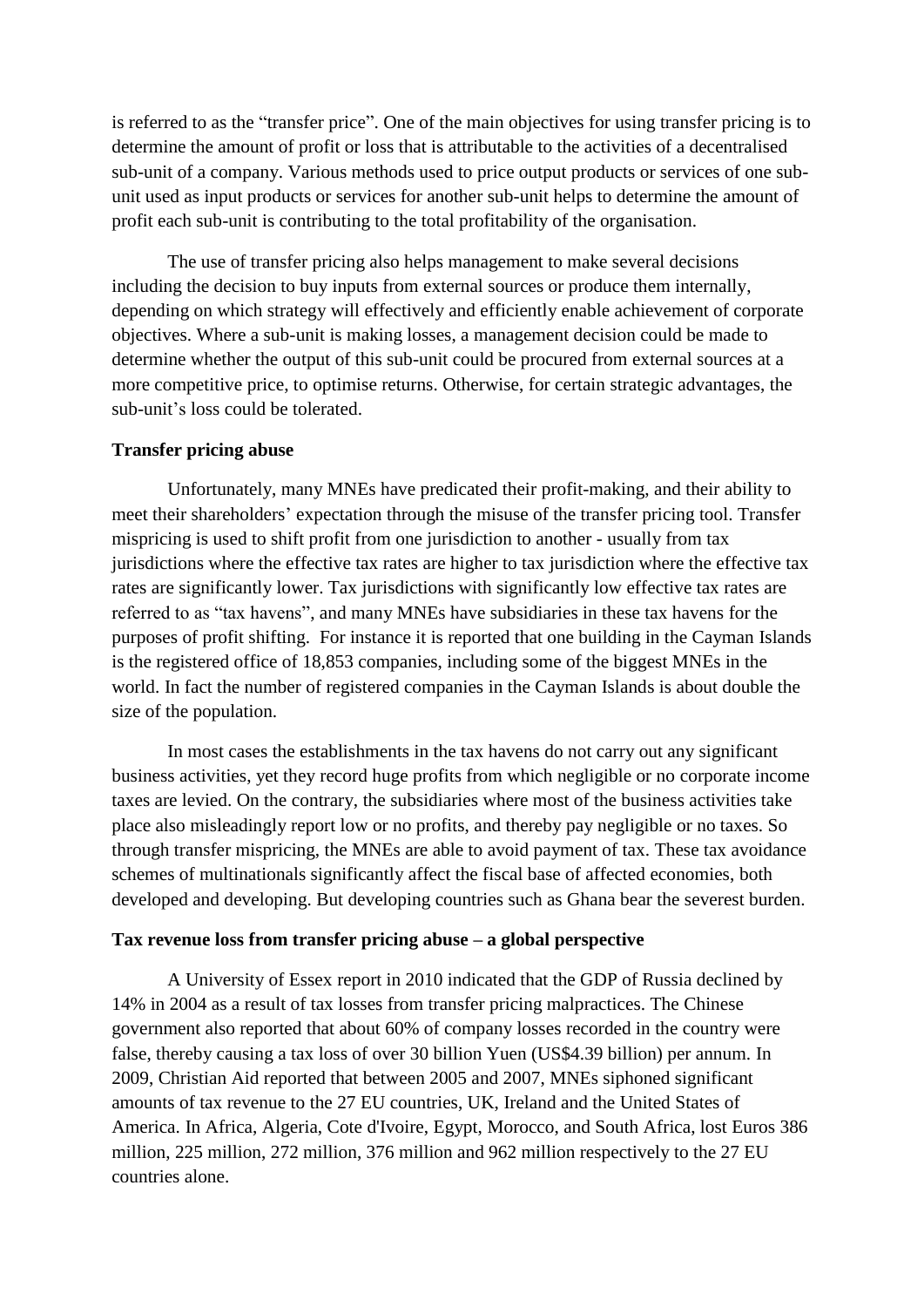is referred to as the "transfer price". One of the main objectives for using transfer pricing is to determine the amount of profit or loss that is attributable to the activities of a decentralised sub-unit of a company. Various methods used to price output products or services of one sub-unit used as input products or services for another sub-unit helps to determine the amount of profit each sub-unit is contributing to the total profitability of the organisation.

The use of transfer pricing also helps management to make several decisions including the decision to buy inputs from external sources or produce them internally, depending on which strategy will effectively and efficiently enable achievement of corporate objectives. Where a sub-unit is making losses, a management decision could be made to determine whether the output of this sub-unit could be procured from external sources at a more competitive price, to optimise returns. Otherwise, for certain strategic advantages, the sub-unit's loss could be tolerated.

**Transfer pricing abuse**

Unfortunately, many MNEs have predicated their profit-making, and their ability to meet their shareholders' expectation through the misuse of the transfer pricing tool. Transfer mispricing is used to shift profit from one jurisdiction to another - usually from tax jurisdictions where the effective tax rates are higher to tax jurisdiction where the effective tax rates are significantly lower. Tax jurisdictions with significantly low effective tax rates are referred to as "tax havens", and many MNEs have subsidiaries in these tax havens for the purposes of profit shifting. For instance it is reported that one building in the Cayman Islands is the registered office of 18,853 companies, including some of the biggest MNEs in the world. In fact the number of registered companies in the Cayman Islands is about double the size of the population.

In most cases the establishments in the tax havens do not carry out any significant business activities, yet they record huge profits from which negligible or no corporate income taxes are levied. On the contrary, the subsidiaries where most of the business activities take place also misleadingly report low or no profits, and thereby pay negligible or no taxes. So through transfer mispricing, the MNEs are able to avoid payment of tax. These tax avoidance schemes of multinationals significantly affect the fiscal base of affected economies, both developed and developing. But developing countries such as Ghana bear the severest burden.

**Tax revenue loss from transfer pricing abuse – a global perspective**

A University of Essex report in 2010 indicated that the GDP of Russia declined by 14% in 2004 as a result of tax losses from transfer pricing malpractices. The Chinese government also reported that about 60% of company losses recorded in the country were false, thereby causing a tax loss of over 30 billion Yuen (US$4.39 billion) per annum. In 2009, Christian Aid reported that between 2005 and 2007, MNEs siphoned significant amounts of tax revenue to the 27 EU countries, UK, Ireland and the United States of America. In Africa, Algeria, Cote d'Ivoire, Egypt, Morocco, and South Africa, lost Euros 386 million, 225 million, 272 million, 376 million and 962 million respectively to the 27 EU countries alone.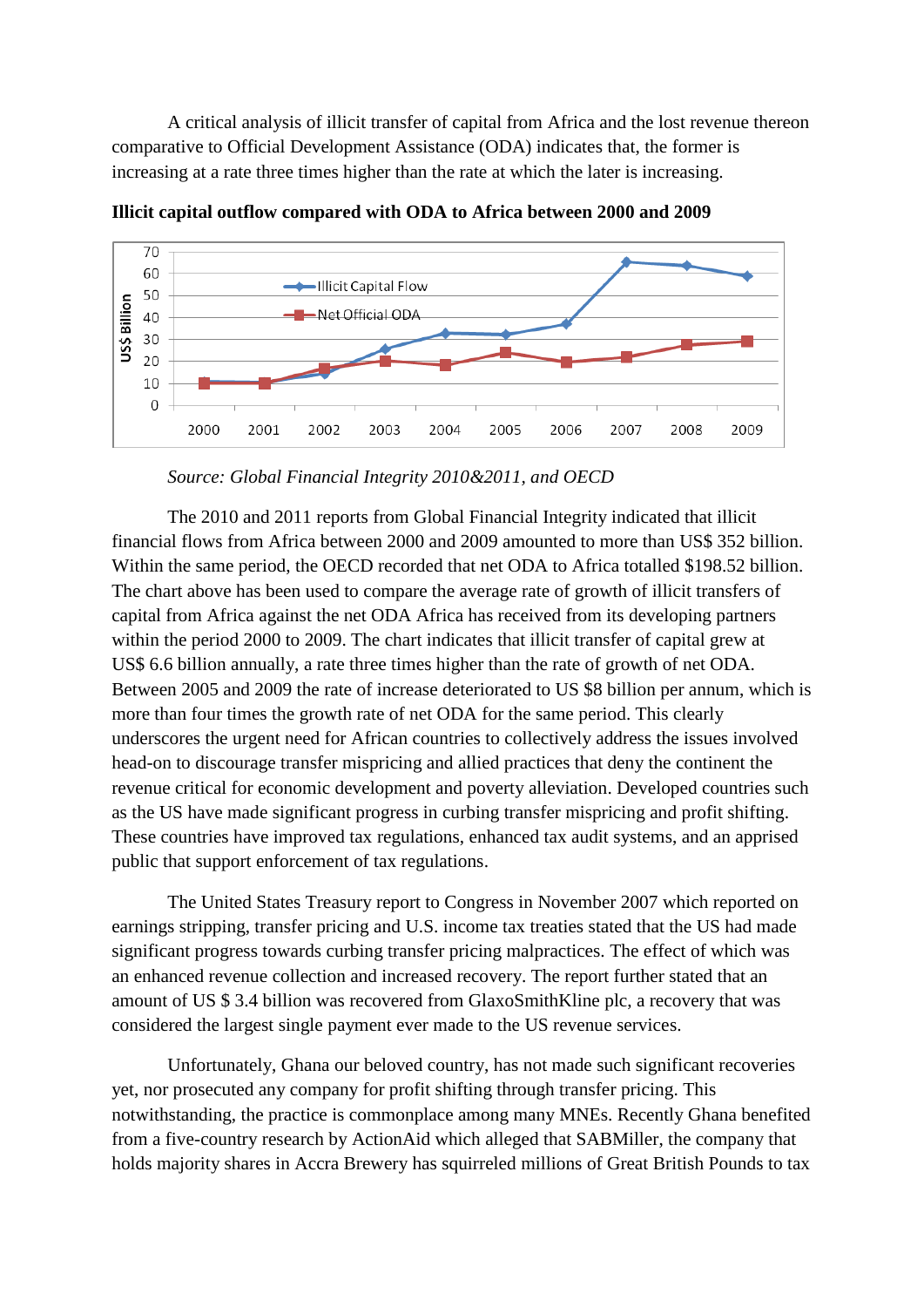A critical analysis of illicit transfer of capital from Africa and the lost revenue thereon comparative to Official Development Assistance (ODA) indicates that, the former is increasing at a rate three times higher than the rate at which the later is increasing.

**Illicit capital outflow compared with ODA to Africa between 2000 and 2009**

*Source: Global Financial Integrity 2010&2011, and OECD*

The 2010 and 2011 reports from Global Financial Integrity indicated that illicit financial flows from Africa between 2000 and 2009 amounted to more than US$ 352 billion. Within the same period, the OECD recorded that net ODA to Africa totalled $198.52 billion. The chart above has been used to compare the average rate of growth of illicit transfers of capital from Africa against the net ODA Africa has received from its developing partners within the period 2000 to 2009. The chart indicates that illicit transfer of capital grew at US$ 6.6 billion annually, a rate three times higher than the rate of growth of net ODA. Between 2005 and 2009 the rate of increase deteriorated to US $8 billion per annum, which is more than four times the growth rate of net ODA for the same period. This clearly underscores the urgent need for African countries to collectively address the issues involved head-on to discourage transfer mispricing and allied practices that deny the continent the revenue critical for economic development and poverty alleviation. Developed countries such as the US have made significant progress in curbing transfer mispricing and profit shifting. These countries have improved tax regulations, enhanced tax audit systems, and an apprised public that support enforcement of tax regulations.

The United States Treasury report to Congress in November 2007 which reported on earnings stripping, transfer pricing and U.S. income tax treaties stated that the US had made significant progress towards curbing transfer pricing malpractices. The effect of which was an enhanced revenue collection and increased recovery. The report further stated that an amount of US $ 3.4 billion was recovered from GlaxoSmithKline plc, a recovery that was considered the largest single payment ever made to the US revenue services.

Unfortunately, Ghana our beloved country, has not made such significant recoveries yet, nor prosecuted any company for profit shifting through transfer pricing. This notwithstanding, the practice is commonplace among many MNEs. Recently Ghana benefited from a five-country research by ActionAid which alleged that SABMiller, the company that holds majority shares in Accra Brewery has squirreled millions of Great British Pounds to tax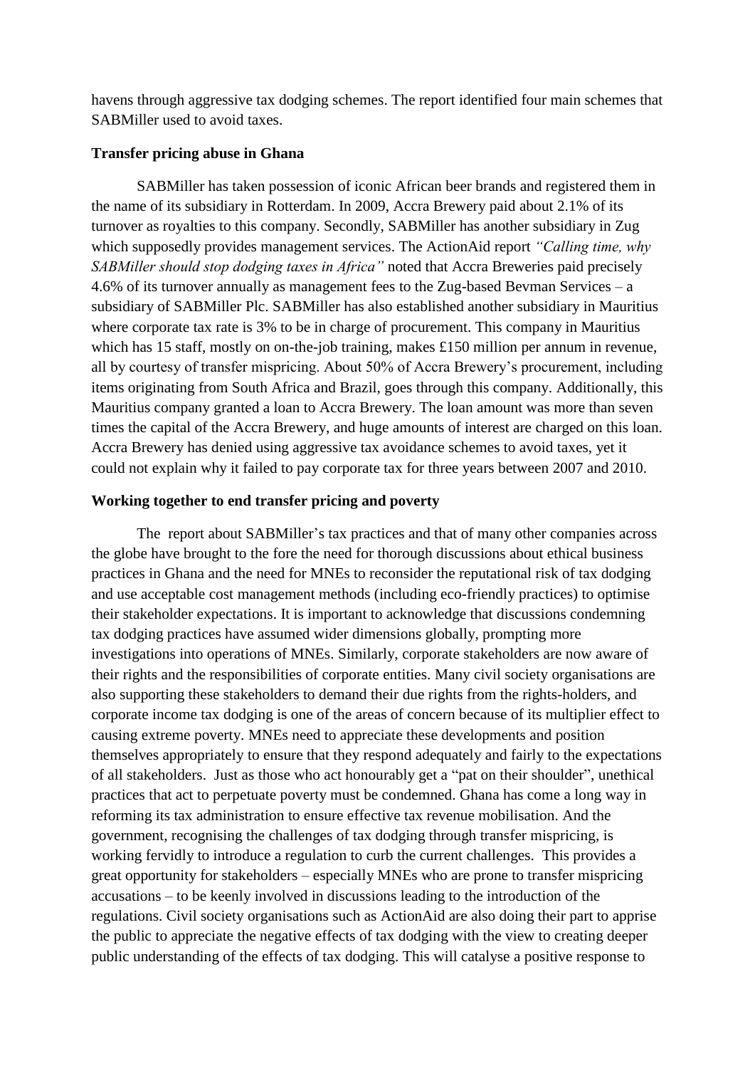havens through aggressive tax dodging schemes. The report identified four main schemes that SABMiller used to avoid taxes.

**Transfer pricing abuse in Ghana**

SABMiller has taken possession of iconic African beer brands and registered them in the name of its subsidiary in Rotterdam. In 2009, Accra Brewery paid about 2.1% of its turnover as royalties to this company. Secondly, SABMiller has another subsidiary in Zug which supposedly provides management services. The ActionAid report *"Calling time, why SABMiller should stop dodging taxes in Africa"* noted that Accra Breweries paid precisely 4.6% of its turnover annually as management fees to the Zug-based Bevman Services – a subsidiary of SABMiller Plc. SABMiller has also established another subsidiary in Mauritius where corporate tax rate is 3% to be in charge of procurement. This company in Mauritius which has 15 staff, mostly on on-the-job training, makes £150 million per annum in revenue, all by courtesy of transfer mispricing. About 50% of Accra Brewery's procurement, including items originating from South Africa and Brazil, goes through this company. Additionally, this Mauritius company granted a loan to Accra Brewery. The loan amount was more than seven times the capital of the Accra Brewery, and huge amounts of interest are charged on this loan. Accra Brewery has denied using aggressive tax avoidance schemes to avoid taxes, yet it could not explain why it failed to pay corporate tax for three years between 2007 and 2010.

**Working together to end transfer pricing and poverty**

The report about SABMiller's tax practices and that of many other companies across the globe have brought to the fore the need for thorough discussions about ethical business practices in Ghana and the need for MNEs to reconsider the reputational risk of tax dodging and use acceptable cost management methods (including eco-friendly practices) to optimise their stakeholder expectations. It is important to acknowledge that discussions condemning tax dodging practices have assumed wider dimensions globally, prompting more investigations into operations of MNEs. Similarly, corporate stakeholders are now aware of their rights and the responsibilities of corporate entities. Many civil society organisations are also supporting these stakeholders to demand their due rights from the rights-holders, and corporate income tax dodging is one of the areas of concern because of its multiplier effect to causing extreme poverty. MNEs need to appreciate these developments and position themselves appropriately to ensure that they respond adequately and fairly to the expectations of all stakeholders. Just as those who act honourably get a "pat on their shoulder", unethical practices that act to perpetuate poverty must be condemned. Ghana has come a long way in reforming its tax administration to ensure effective tax revenue mobilisation. And the government, recognising the challenges of tax dodging through transfer mispricing, is working fervidly to introduce a regulation to curb the current challenges. This provides a great opportunity for stakeholders – especially MNEs who are prone to transfer mispricing accusations – to be keenly involved in discussions leading to the introduction of the regulations. Civil society organisations such as ActionAid are also doing their part to apprise the public to appreciate the negative effects of tax dodging with the view to creating deeper public understanding of the effects of tax dodging. This will catalyse a positive response to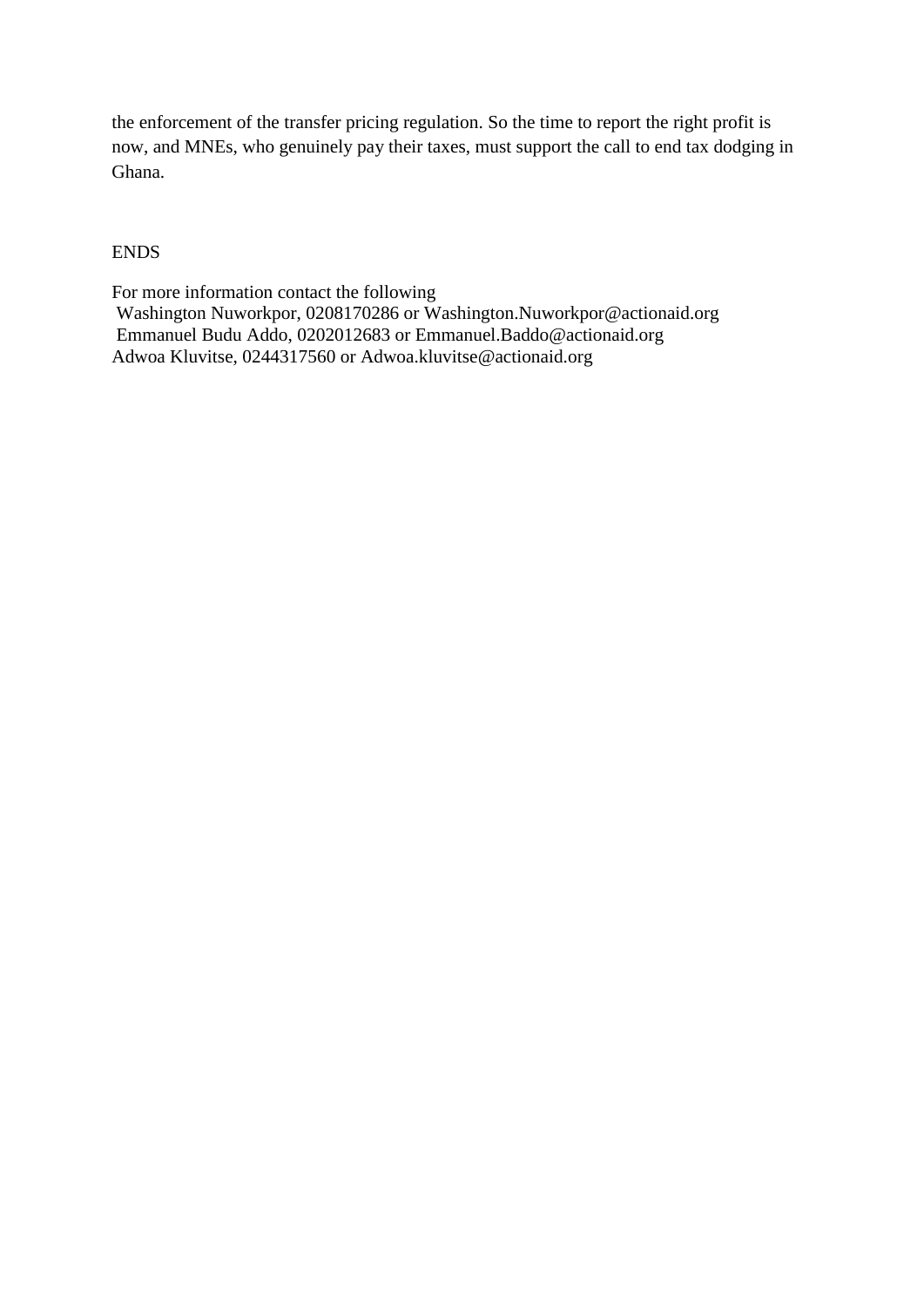the enforcement of the transfer pricing regulation. So the time to report the right profit is now, and MNEs, who genuinely pay their taxes, must support the call to end tax dodging in Ghana.

ENDS

For more information contact the following
Washington Nuworkpor, 0208170286 or Washington.Nuworkpor@actionaid.org
Emmanuel Budu Addo, 0202012683 or Emmanuel.Baddo@actionaid.org
Adwoa Kluvitse, 0244317560 or Adwoa.kluvitse@actionaid.org